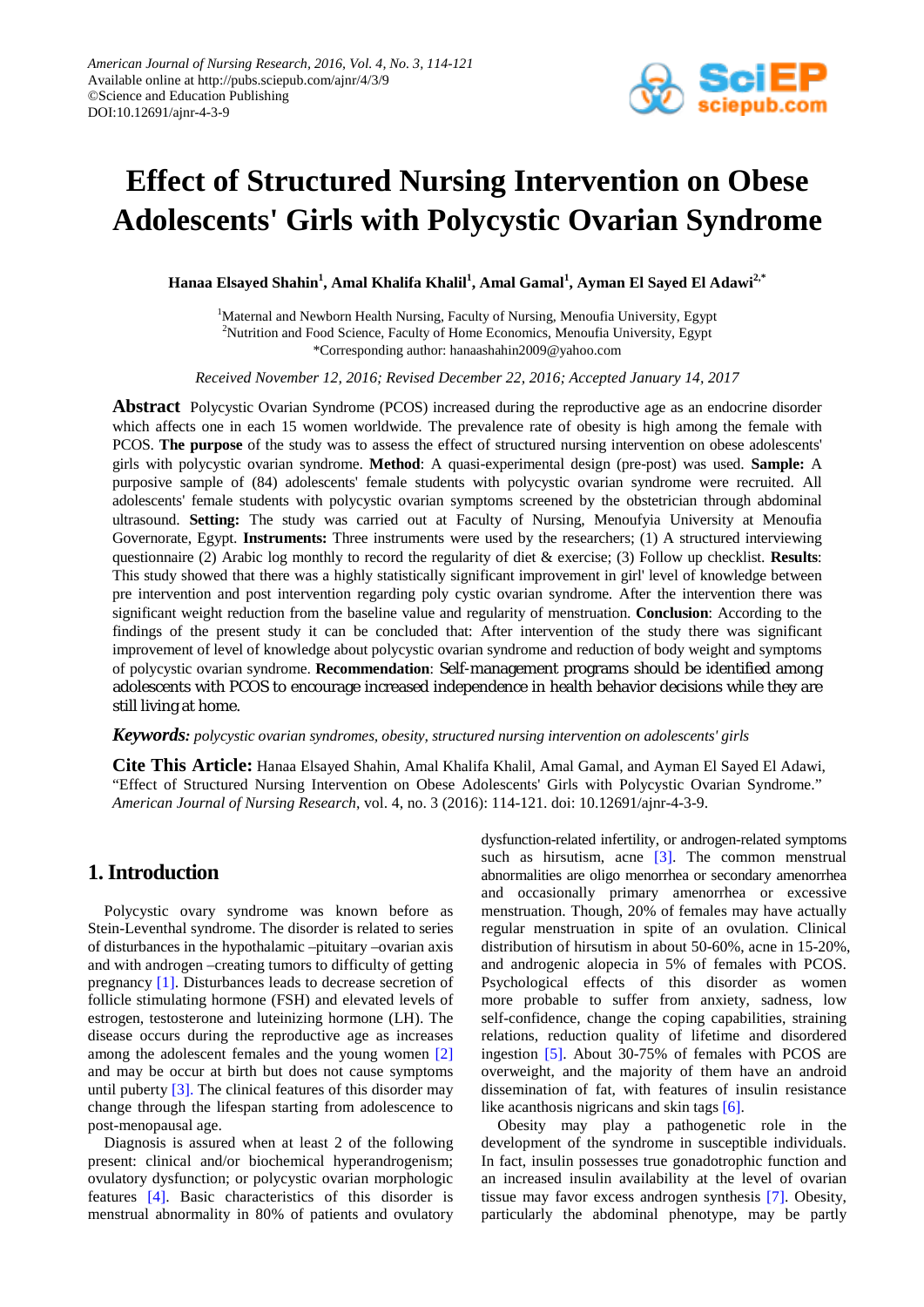*American Journal of Nursing Research*, 2016, Vol. 4, No. 3, 114-121
Available online at http://pubs.sciepub.com/ajnr/4/3/9
©Science and Education Publishing
DOI:10.12691/ajnr-4-3-9

# Effect of Structured Nursing Intervention on Obese Adolescents' Girls with Polycystic Ovarian Syndrome

**Hanaa Elsayed Shahin[1], Amal Khalifa Khalil[1], Amal Gamal[1], Ayman El Sayed El Adawi[2,*]**

[1]Maternal and Newborn Health Nursing, Faculty of Nursing, Menoufia University, Egypt
[2]Nutrition and Food Science, Faculty of Home Economics, Menoufia University, Egypt
*Corresponding author: hanaashahin2009@yahoo.com

*Received November 12, 2016; Revised December 22, 2016; Accepted January 14, 2017*

**Abstract** Polycystic Ovarian Syndrome (PCOS) increased during the reproductive age as an endocrine disorder which affects one in each 15 women worldwide. The prevalence rate of obesity is high among the female with PCOS. **The purpose** of the study was to assess the effect of structured nursing intervention on obese adolescents' girls with polycystic ovarian syndrome. **Method**: A quasi-experimental design (pre-post) was used. **Sample:** A purposive sample of (84) adolescents' female students with polycystic ovarian syndrome were recruited. All adolescents' female students with polycystic ovarian symptoms screened by the obstetrician through abdominal ultrasound. **Setting:** The study was carried out at Faculty of Nursing, Menoufyia University at Menoufia Governorate, Egypt. **Instruments:** Three instruments were used by the researchers; (1) A structured interviewing questionnaire (2) Arabic log monthly to record the regularity of diet & exercise; (3) Follow up checklist. **Results**: This study showed that there was a highly statistically significant improvement in girl' level of knowledge between pre intervention and post intervention regarding poly cystic ovarian syndrome. After the intervention there was significant weight reduction from the baseline value and regularity of menstruation. **Conclusion**: According to the findings of the present study it can be concluded that: After intervention of the study there was significant improvement of level of knowledge about polycystic ovarian syndrome and reduction of body weight and symptoms of polycystic ovarian syndrome. **Recommendation**: Self-management programs should be identified among adolescents with PCOS to encourage increased independence in health behavior decisions while they are still living at home.

***Keywords:*** *polycystic ovarian syndromes, obesity, structured nursing intervention on adolescents' girls*

**Cite This Article:** Hanaa Elsayed Shahin, Amal Khalifa Khalil, Amal Gamal, and Ayman El Sayed El Adawi, "Effect of Structured Nursing Intervention on Obese Adolescents' Girls with Polycystic Ovarian Syndrome." *American Journal of Nursing Research*, vol. 4, no. 3 (2016): 114-121. doi: 10.12691/ajnr-4-3-9.

## 1. Introduction

Polycystic ovary syndrome was known before as Stein-Leventhal syndrome. The disorder is related to series of disturbances in the hypothalamic –pituitary –ovarian axis and with androgen –creating tumors to difficulty of getting pregnancy [1]. Disturbances leads to decrease secretion of follicle stimulating hormone (FSH) and elevated levels of estrogen, testosterone and luteinizing hormone (LH). The disease occurs during the reproductive age as increases among the adolescent females and the young women [2] and may be occur at birth but does not cause symptoms until puberty [3]. The clinical features of this disorder may change through the lifespan starting from adolescence to post-menopausal age.

Diagnosis is assured when at least 2 of the following present: clinical and/or biochemical hyperandrogenism; ovulatory dysfunction; or polycystic ovarian morphologic features [4]. Basic characteristics of this disorder is menstrual abnormality in 80% of patients and ovulatory dysfunction-related infertility, or androgen-related symptoms such as hirsutism, acne [3]. The common menstrual abnormalities are oligo menorrhea or secondary amenorrhea and occasionally primary amenorrhea or excessive menstruation. Though, 20% of females may have actually regular menstruation in spite of an ovulation. Clinical distribution of hirsutism in about 50-60%, acne in 15-20%, and androgenic alopecia in 5% of females with PCOS. Psychological effects of this disorder as women more probable to suffer from anxiety, sadness, low self-confidence, change the coping capabilities, straining relations, reduction quality of lifetime and disordered ingestion [5]. About 30-75% of females with PCOS are overweight, and the majority of them have an android dissemination of fat, with features of insulin resistance like acanthosis nigricans and skin tags [6].

Obesity may play a pathogenetic role in the development of the syndrome in susceptible individuals. In fact, insulin possesses true gonadotrophic function and an increased insulin availability at the level of ovarian tissue may favor excess androgen synthesis [7]. Obesity, particularly the abdominal phenotype, may be partly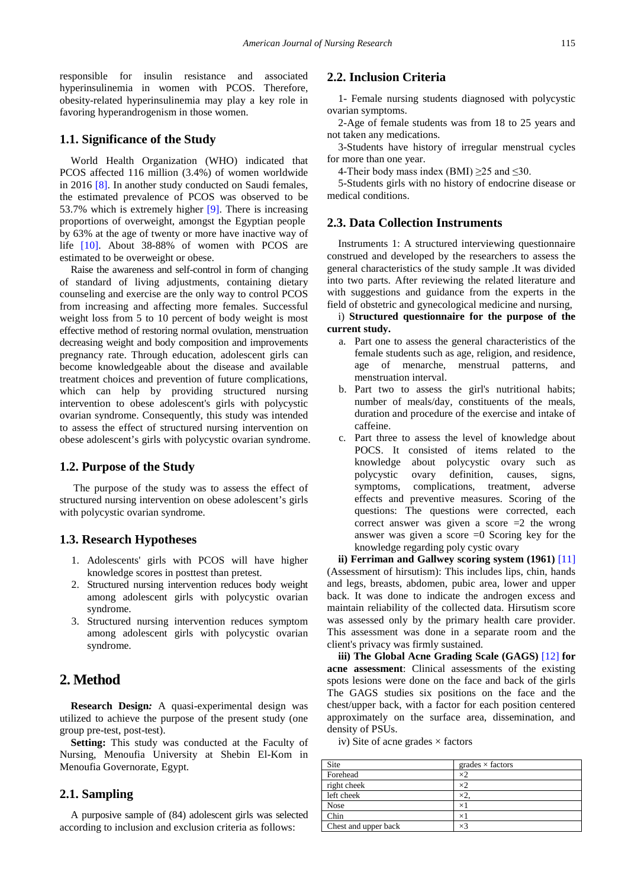responsible for insulin resistance and associated hyperinsulinemia in women with PCOS. Therefore, obesity-related hyperinsulinemia may play a key role in favoring hyperandrogenism in those women.

### 1.1. Significance of the Study

World Health Organization (WHO) indicated that PCOS affected 116 million (3.4%) of women worldwide in 2016 [8]. In another study conducted on Saudi females, the estimated prevalence of PCOS was observed to be 53.7% which is extremely higher [9]. There is increasing proportions of overweight, amongst the Egyptian people by 63% at the age of twenty or more have inactive way of life [10]. About 38-88% of women with PCOS are estimated to be overweight or obese.

Raise the awareness and self-control in form of changing of standard of living adjustments, containing dietary counseling and exercise are the only way to control PCOS from increasing and affecting more females. Successful weight loss from 5 to 10 percent of body weight is most effective method of restoring normal ovulation, menstruation decreasing weight and body composition and improvements pregnancy rate. Through education, adolescent girls can become knowledgeable about the disease and available treatment choices and prevention of future complications, which can help by providing structured nursing intervention to obese adolescent's girls with polycystic ovarian syndrome. Consequently, this study was intended to assess the effect of structured nursing intervention on obese adolescent's girls with polycystic ovarian syndrome.

### 1.2. Purpose of the Study

The purpose of the study was to assess the effect of structured nursing intervention on obese adolescent's girls with polycystic ovarian syndrome.

### 1.3. Research Hypotheses

1. Adolescents' girls with PCOS will have higher knowledge scores in posttest than pretest.
2. Structured nursing intervention reduces body weight among adolescent girls with polycystic ovarian syndrome.
3. Structured nursing intervention reduces symptom among adolescent girls with polycystic ovarian syndrome.

## 2. Method

**Research Design:** A quasi-experimental design was utilized to achieve the purpose of the present study (one group pre-test, post-test).

**Setting:** This study was conducted at the Faculty of Nursing, Menoufia University at Shebin El-Kom in Menoufia Governorate, Egypt.

### 2.1. Sampling

A purposive sample of (84) adolescent girls was selected according to inclusion and exclusion criteria as follows:

### 2.2. Inclusion Criteria

1- Female nursing students diagnosed with polycystic ovarian symptoms.

2-Age of female students was from 18 to 25 years and not taken any medications.

3-Students have history of irregular menstrual cycles for more than one year.

4-Their body mass index (BMI) $\geq$25 and $\leq$30.

5-Students girls with no history of endocrine disease or medical conditions.

### 2.3. Data Collection Instruments

Instruments 1: A structured interviewing questionnaire construed and developed by the researchers to assess the general characteristics of the study sample .It was divided into two parts. After reviewing the related literature and with suggestions and guidance from the experts in the field of obstetric and gynecological medicine and nursing,

i) **Structured questionnaire for the purpose of the current study.**

a. Part one to assess the general characteristics of the female students such as age, religion, and residence, age of menarche, menstrual patterns, and menstruation interval.
b. Part two to assess the girl's nutritional habits; number of meals/day, constituents of the meals, duration and procedure of the exercise and intake of caffeine.
c. Part three to assess the level of knowledge about POCS. It consisted of items related to the knowledge about polycystic ovary such as polycystic ovary definition, causes, signs, symptoms, complications, treatment, adverse effects and preventive measures. Scoring of the questions: The questions were corrected, each correct answer was given a score =2 the wrong answer was given a score =0 Scoring key for the knowledge regarding poly cystic ovary

**ii) Ferriman and Gallwey scoring system (1961)** [11] (Assessment of hirsutism): This includes lips, chin, hands and legs, breasts, abdomen, pubic area, lower and upper back. It was done to indicate the androgen excess and maintain reliability of the collected data. Hirsutism score was assessed only by the primary health care provider. This assessment was done in a separate room and the client's privacy was firmly sustained.

**iii) The Global Acne Grading Scale (GAGS)** [12] **for acne assessment**: Clinical assessments of the existing spots lesions were done on the face and back of the girls The GAGS studies six positions on the face and the chest/upper back, with a factor for each position centered approximately on the surface area, dissemination, and density of PSUs.

iv) Site of acne grades × factors

| Site | grades × factors |
|---|---|
| Forehead | ×2 |
| right cheek | ×2 |
| left cheek | ×2, |
| Nose | ×1 |
| Chin | ×1 |
| Chest and upper back | ×3 |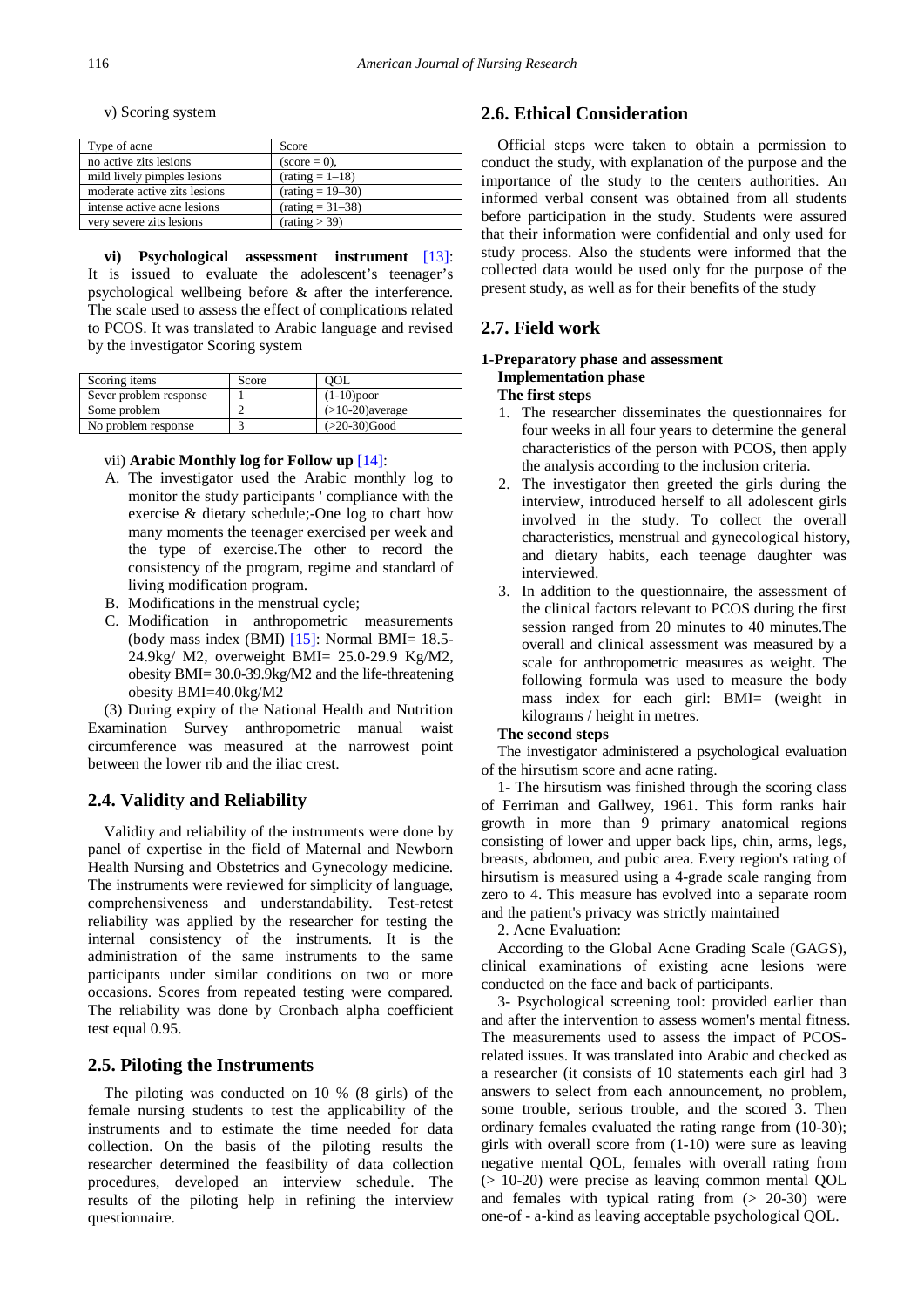v) Scoring system

| Type of acne | Score |
|---|---|
| no active zits lesions | (score = 0), |
| mild lively pimples lesions | (rating = 1–18) |
| moderate active zits lesions | (rating = 19–30) |
| intense active acne lesions | (rating = 31–38) |
| very severe zits lesions | (rating > 39) |

**vi) Psychological assessment instrument** [13]: It is issued to evaluate the adolescent's teenager's psychological wellbeing before & after the interference. The scale used to assess the effect of complications related to PCOS. It was translated to Arabic language and revised by the investigator Scoring system

| Scoring items | Score | QOL |
|---|---|---|
| Sever problem response | 1 | (1-10)poor |
| Some problem | 2 | (>10-20)average |
| No problem response | 3 | (>20-30)Good |

vii) **Arabic Monthly log for Follow up** [14]:

A. The investigator used the Arabic monthly log to monitor the study participants ' compliance with the exercise & dietary schedule;-One log to chart how many moments the teenager exercised per week and the type of exercise.The other to record the consistency of the program, regime and standard of living modification program.
B. Modifications in the menstrual cycle;
C. Modification in anthropometric measurements (body mass index (BMI) [15]: Normal BMI= 18.5-24.9kg/ M2, overweight BMI= 25.0-29.9 Kg/M2, obesity BMI= 30.0-39.9kg/M2 and the life-threatening obesity BMI=40.0kg/M2

(3) During expiry of the National Health and Nutrition Examination Survey anthropometric manual waist circumference was measured at the narrowest point between the lower rib and the iliac crest.

## 2.4. Validity and Reliability

Validity and reliability of the instruments were done by panel of expertise in the field of Maternal and Newborn Health Nursing and Obstetrics and Gynecology medicine. The instruments were reviewed for simplicity of language, comprehensiveness and understandability. Test-retest reliability was applied by the researcher for testing the internal consistency of the instruments. It is the administration of the same instruments to the same participants under similar conditions on two or more occasions. Scores from repeated testing were compared. The reliability was done by Cronbach alpha coefficient test equal 0.95.

## 2.5. Piloting the Instruments

The piloting was conducted on 10 % (8 girls) of the female nursing students to test the applicability of the instruments and to estimate the time needed for data collection. On the basis of the piloting results the researcher determined the feasibility of data collection procedures, developed an interview schedule. The results of the piloting help in refining the interview questionnaire.

## 2.6. Ethical Consideration

Official steps were taken to obtain a permission to conduct the study, with explanation of the purpose and the importance of the study to the centers authorities. An informed verbal consent was obtained from all students before participation in the study. Students were assured that their information were confidential and only used for study process. Also the students were informed that the collected data would be used only for the purpose of the present study, as well as for their benefits of the study

## 2.7. Field work

**1-Preparatory phase and assessment**

**Implementation phase**

**The first steps**

1. The researcher disseminates the questionnaires for four weeks in all four years to determine the general characteristics of the person with PCOS, then apply the analysis according to the inclusion criteria.
2. The investigator then greeted the girls during the interview, introduced herself to all adolescent girls involved in the study. To collect the overall characteristics, menstrual and gynecological history, and dietary habits, each teenage daughter was interviewed.
3. In addition to the questionnaire, the assessment of the clinical factors relevant to PCOS during the first session ranged from 20 minutes to 40 minutes.The overall and clinical assessment was measured by a scale for anthropometric measures as weight. The following formula was used to measure the body mass index for each girl: BMI= (weight in kilograms / height in metres.

**The second steps**

The investigator administered a psychological evaluation of the hirsutism score and acne rating.

1- The hirsutism was finished through the scoring class of Ferriman and Gallwey, 1961. This form ranks hair growth in more than 9 primary anatomical regions consisting of lower and upper back lips, chin, arms, legs, breasts, abdomen, and pubic area. Every region's rating of hirsutism is measured using a 4-grade scale ranging from zero to 4. This measure has evolved into a separate room and the patient's privacy was strictly maintained

2. Acne Evaluation:

According to the Global Acne Grading Scale (GAGS), clinical examinations of existing acne lesions were conducted on the face and back of participants.

3- Psychological screening tool: provided earlier than and after the intervention to assess women's mental fitness. The measurements used to assess the impact of PCOS-related issues. It was translated into Arabic and checked as a researcher (it consists of 10 statements each girl had 3 answers to select from each announcement, no problem, some trouble, serious trouble, and the scored 3. Then ordinary females evaluated the rating range from (10-30); girls with overall score from (1-10) were sure as leaving negative mental QOL, females with overall rating from (> 10-20) were precise as leaving common mental QOL and females with typical rating from (> 20-30) were one-of - a-kind as leaving acceptable psychological QOL.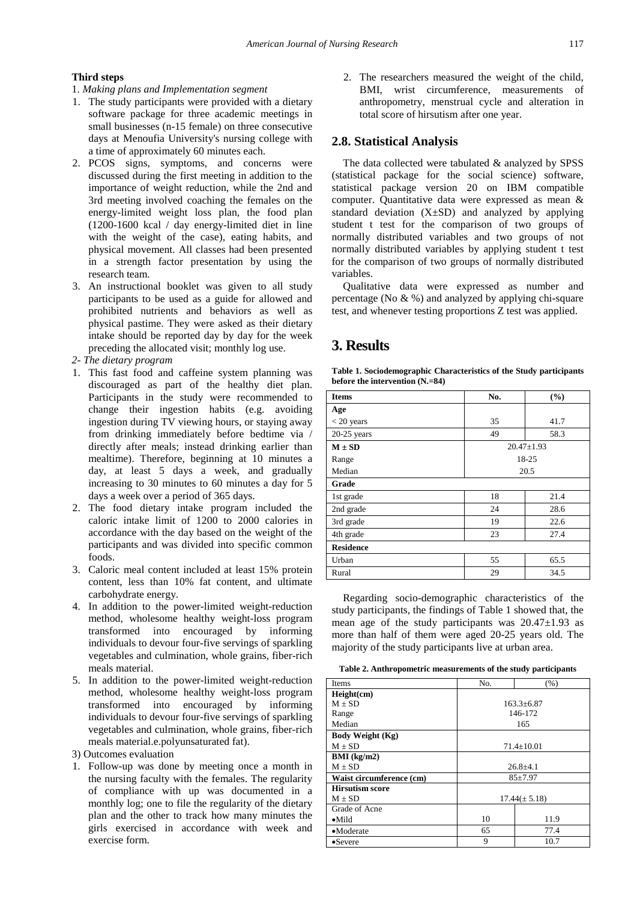**Third steps**

1. *Making plans and Implementation segment*

1. The study participants were provided with a dietary software package for three academic meetings in small businesses (n-15 female) on three consecutive days at Menoufia University's nursing college with a time of approximately 60 minutes each.
2. PCOS signs, symptoms, and concerns were discussed during the first meeting in addition to the importance of weight reduction, while the 2nd and 3rd meeting involved coaching the females on the energy-limited weight loss plan, the food plan (1200-1600 kcal / day energy-limited diet in line with the weight of the case), eating habits, and physical movement. All classes had been presented in a strength factor presentation by using the research team.
3. An instructional booklet was given to all study participants to be used as a guide for allowed and prohibited nutrients and behaviors as well as physical pastime. They were asked as their dietary intake should be reported day by day for the week preceding the allocated visit; monthly log use.

*2- The dietary program*

1. This fast food and caffeine system planning was discouraged as part of the healthy diet plan. Participants in the study were recommended to change their ingestion habits (e.g. avoiding ingestion during TV viewing hours, or staying away from drinking immediately before bedtime via / directly after meals; instead drinking earlier than mealtime). Therefore, beginning at 10 minutes a day, at least 5 days a week, and gradually increasing to 30 minutes to 60 minutes a day for 5 days a week over a period of 365 days.
2. The food dietary intake program included the caloric intake limit of 1200 to 2000 calories in accordance with the day based on the weight of the participants and was divided into specific common foods.
3. Caloric meal content included at least 15% protein content, less than 10% fat content, and ultimate carbohydrate energy.
4. In addition to the power-limited weight-reduction method, wholesome healthy weight-loss program transformed into encouraged by informing individuals to devour four-five servings of sparkling vegetables and culmination, whole grains, fiber-rich meals material.
5. In addition to the power-limited weight-reduction method, wholesome healthy weight-loss program transformed into encouraged by informing individuals to devour four-five servings of sparkling vegetables and culmination, whole grains, fiber-rich meals material.e.polyunsaturated fat).

3) Outcomes evaluation

1. Follow-up was done by meeting once a month in the nursing faculty with the females. The regularity of compliance with up was documented in a monthly log; one to file the regularity of the dietary plan and the other to track how many minutes the girls exercised in accordance with week and exercise form.
2. The researchers measured the weight of the child, BMI, wrist circumference, measurements of anthropometry, menstrual cycle and alteration in total score of hirsutism after one year.

## 2.8. Statistical Analysis

The data collected were tabulated & analyzed by SPSS (statistical package for the social science) software, statistical package version 20 on IBM compatible computer. Quantitative data were expressed as mean & standard deviation (X±SD) and analyzed by applying student t test for the comparison of two groups of normally distributed variables and two groups of not normally distributed variables by applying student t test for the comparison of two groups of normally distributed variables.

Qualitative data were expressed as number and percentage (No & %) and analyzed by applying chi-square test, and whenever testing proportions Z test was applied.

# 3. Results

**Table 1. Sociodemographic Characteristics of the Study participants before the intervention (N.=84)**

| Items | No. | (%) |
|---|---|---|
| **Age** | | |
| < 20 years | 35 | 41.7 |
| 20-25 years | 49 | 58.3 |
| **M ± SD** | 20.47±1.93 | |
| Range | 18-25 | |
| Median | 20.5 | |
| **Grade** | | |
| 1st grade | 18 | 21.4 |
| 2nd grade | 24 | 28.6 |
| 3rd grade | 19 | 22.6 |
| 4th grade | 23 | 27.4 |
| **Residence** | | |
| Urban | 55 | 65.5 |
| Rural | 29 | 34.5 |

Regarding socio-demographic characteristics of the study participants, the findings of Table 1 showed that, the mean age of the study participants was 20.47±1.93 as more than half of them were aged 20-25 years old. The majority of the study participants live at urban area.

**Table 2. Anthropometric measurements of the study participants**

| Items | No. | (%) |
|---|---|---|
| **Height(cm)** | | |
| M ± SD | 163.3±6.87 | |
| Range | 146-172 | |
| Median | 165 | |
| **Body Weight (Kg)** | | |
| M ± SD | 71.4±10.01 | |
| **BMI (kg/m2)** | | |
| M ± SD | 26.8±4.1 | |
| **Waist circumference (cm)** | 85±7.97 | |
| **Hirsutism score** | | |
| M ± SD | 17.44(± 5.18) | |
| Grade of Acne | | |
| •Mild | 10 | 11.9 |
| •Moderate | 65 | 77.4 |
| •Severe | 9 | 10.7 |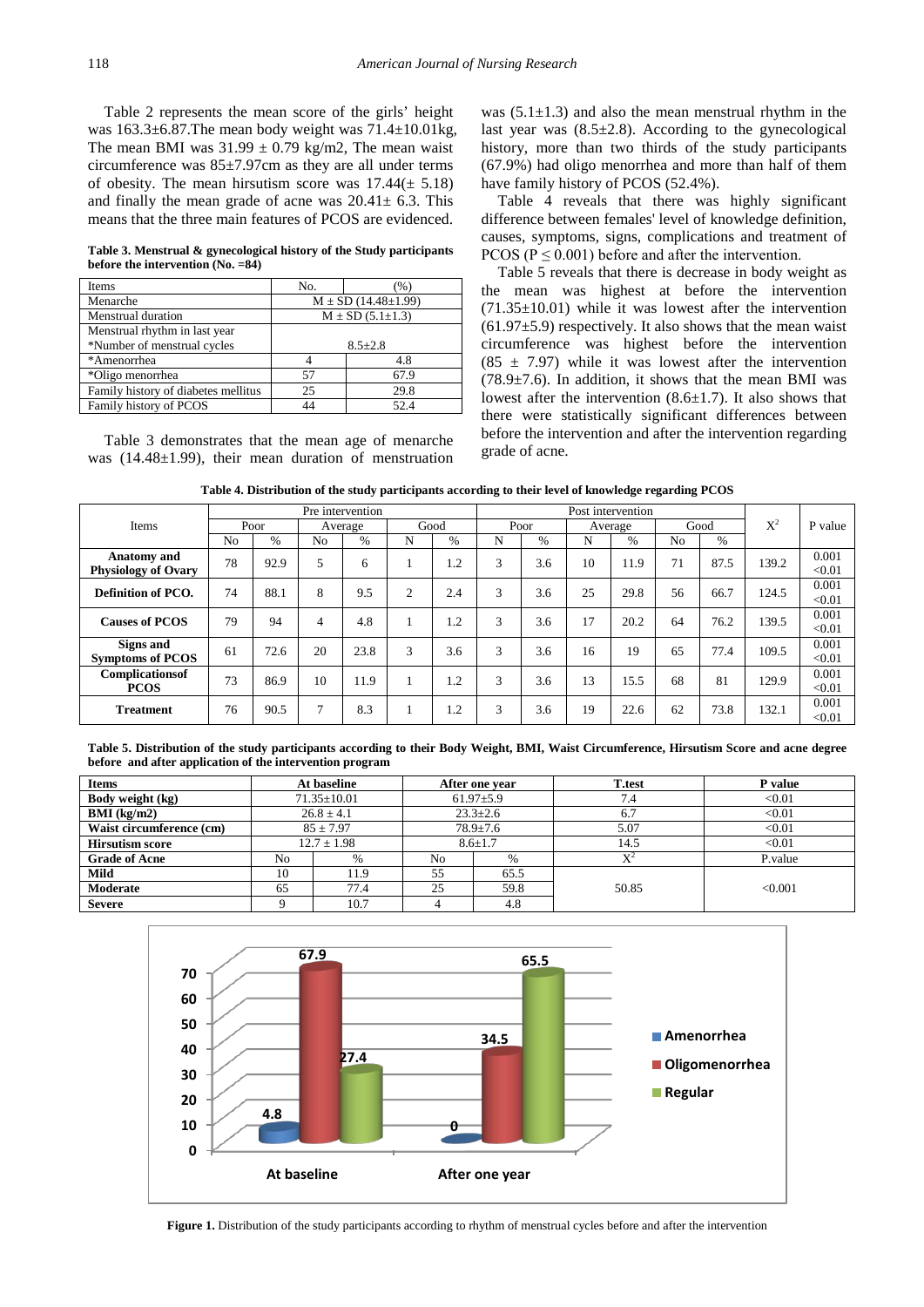Table 2 represents the mean score of the girls' height was 163.3±6.87.The mean body weight was 71.4±10.01kg, The mean BMI was 31.99 ± 0.79 kg/m2, The mean waist circumference was 85±7.97cm as they are all under terms of obesity. The mean hirsutism score was 17.44(± 5.18) and finally the mean grade of acne was 20.41± 6.3. This means that the three main features of PCOS are evidenced.

**Table 3. Menstrual & gynecological history of the Study participants before the intervention (No. =84)**

| Items | No. | (%) |
|---|---|---|
| Menarche | M ± SD (14.48±1.99) | |
| Menstrual duration | M ± SD (5.1±1.3) | |
| Menstrual rhythm in last year<br>*Number of menstrual cycles | 8.5±2.8 | |
| *Amenorrhea | 4 | 4.8 |
| *Oligo menorrhea | 57 | 67.9 |
| Family history of diabetes mellitus | 25 | 29.8 |
| Family history of PCOS | 44 | 52.4 |

Table 3 demonstrates that the mean age of menarche was (14.48±1.99), their mean duration of menstruation was (5.1±1.3) and also the mean menstrual rhythm in the last year was (8.5±2.8). According to the gynecological history, more than two thirds of the study participants (67.9%) had oligo menorrhea and more than half of them have family history of PCOS (52.4%).

Table 4 reveals that there was highly significant difference between females' level of knowledge definition, causes, symptoms, signs, complications and treatment of PCOS (P ≤ 0.001) before and after the intervention.

Table 5 reveals that there is decrease in body weight as the mean was highest at before the intervention (71.35±10.01) while it was lowest after the intervention (61.97±5.9) respectively. It also shows that the mean waist circumference was highest before the intervention (85 ± 7.97) while it was lowest after the intervention (78.9±7.6). In addition, it shows that the mean BMI was lowest after the intervention (8.6±1.7). It also shows that there were statistically significant differences between before the intervention and after the intervention regarding grade of acne.

**Table 4. Distribution of the study participants according to their level of knowledge regarding PCOS**

| Items | Pre intervention | | | | | | Post intervention | | | | | | $X^2$ | P value |
|---|---|---|---|---|---|---|---|---|---|---|---|---|---|---|
| | Poor | | Average | | Good | | Poor | | Average | | Good | | | |
| | No | % | No | % | N | % | N | % | N | % | No | % | | |
| **Anatomy and Physiology of Ovary** | 78 | 92.9 | 5 | 6 | 1 | 1.2 | 3 | 3.6 | 10 | 11.9 | 71 | 87.5 | 139.2 | 0.001 <0.01 |
| **Definition of PCO.** | 74 | 88.1 | 8 | 9.5 | 2 | 2.4 | 3 | 3.6 | 25 | 29.8 | 56 | 66.7 | 124.5 | 0.001 <0.01 |
| **Causes of PCOS** | 79 | 94 | 4 | 4.8 | 1 | 1.2 | 3 | 3.6 | 17 | 20.2 | 64 | 76.2 | 139.5 | 0.001 <0.01 |
| **Signs and Symptoms of PCOS** | 61 | 72.6 | 20 | 23.8 | 3 | 3.6 | 3 | 3.6 | 16 | 19 | 65 | 77.4 | 109.5 | 0.001 <0.01 |
| **Complicationsof PCOS** | 73 | 86.9 | 10 | 11.9 | 1 | 1.2 | 3 | 3.6 | 13 | 15.5 | 68 | 81 | 129.9 | 0.001 <0.01 |
| **Treatment** | 76 | 90.5 | 7 | 8.3 | 1 | 1.2 | 3 | 3.6 | 19 | 22.6 | 62 | 73.8 | 132.1 | 0.001 <0.01 |

**Table 5. Distribution of the study participants according to their Body Weight, BMI, Waist Circumference, Hirsutism Score and acne degree before and after application of the intervention program**

| Items | At baseline | | After one year | | T.test | P value |
|---|---|---|---|---|---|---|
| **Body weight (kg)** | 71.35±10.01 | | 61.97±5.9 | | 7.4 | <0.01 |
| **BMI (kg/m2)** | 26.8 ± 4.1 | | 23.3±2.6 | | 6.7 | <0.01 |
| **Waist circumference (cm)** | 85 ± 7.97 | | 78.9±7.6 | | 5.07 | <0.01 |
| **Hirsutism score** | 12.7 ± 1.98 | | 8.6±1.7 | | 14.5 | <0.01 |
| **Grade of Acne** | No | % | No | % | $X^2$ | P.value |
| **Mild** | 10 | 11.9 | 55 | 65.5 | 50.85 | <0.001 |
| **Moderate** | 65 | 77.4 | 25 | 59.8 | | |
| **Severe** | 9 | 10.7 | 4 | 4.8 | | |

**Figure 1.** Distribution of the study participants according to rhythm of menstrual cycles before and after the intervention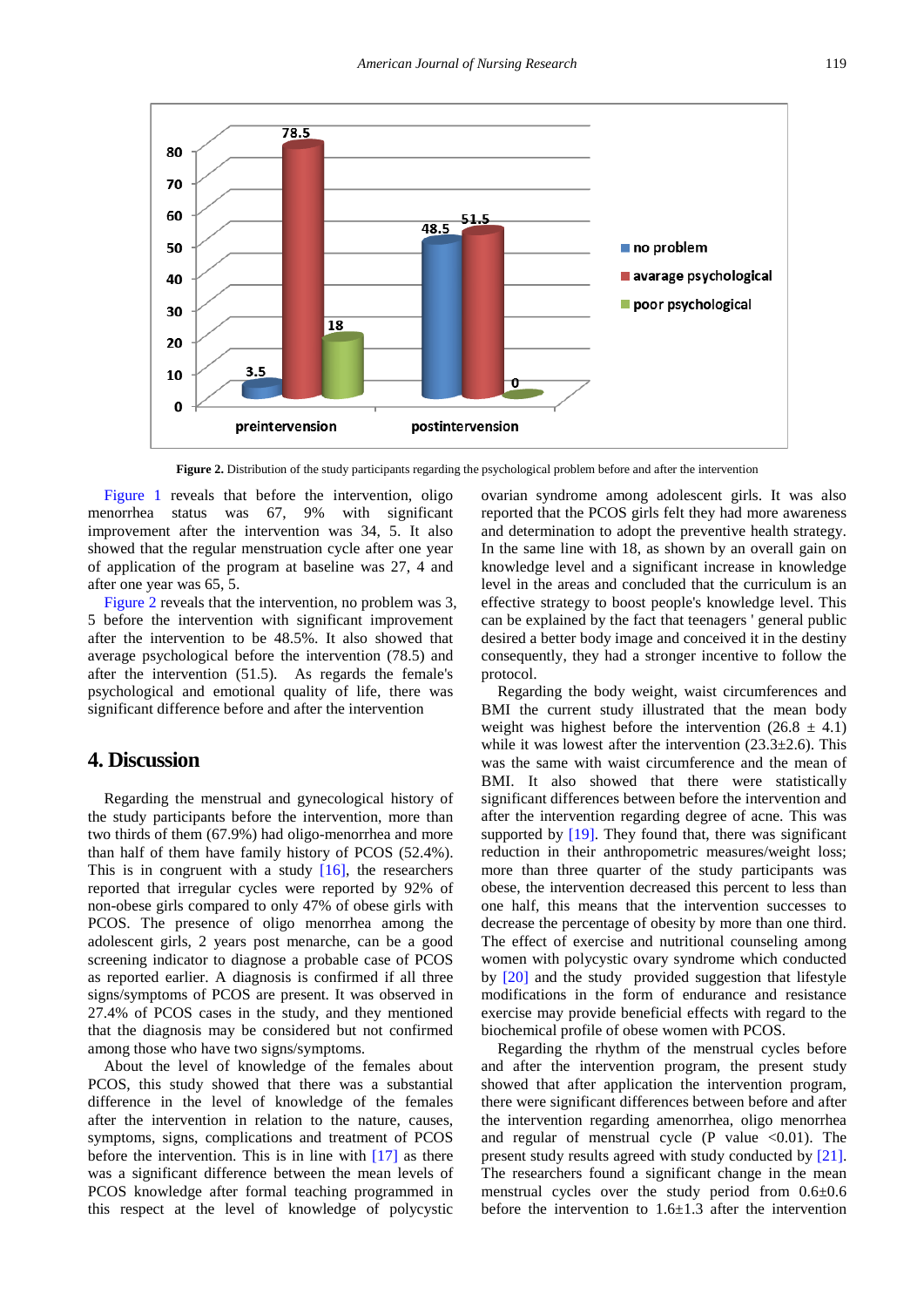**Figure 2.** Distribution of the study participants regarding the psychological problem before and after the intervention

Figure 1 reveals that before the intervention, oligo menorrhea status was 67, 9% with significant improvement after the intervention was 34, 5. It also showed that the regular menstruation cycle after one year of application of the program at baseline was 27, 4 and after one year was 65, 5.

Figure 2 reveals that the intervention, no problem was 3, 5 before the intervention with significant improvement after the intervention to be 48.5%. It also showed that average psychological before the intervention (78.5) and after the intervention (51.5). As regards the female's psychological and emotional quality of life, there was significant difference before and after the intervention

## 4. Discussion

Regarding the menstrual and gynecological history of the study participants before the intervention, more than two thirds of them (67.9%) had oligo-menorrhea and more than half of them have family history of PCOS (52.4%). This is in congruent with a study [16], the researchers reported that irregular cycles were reported by 92% of non-obese girls compared to only 47% of obese girls with PCOS. The presence of oligo menorrhea among the adolescent girls, 2 years post menarche, can be a good screening indicator to diagnose a probable case of PCOS as reported earlier. A diagnosis is confirmed if all three signs/symptoms of PCOS are present. It was observed in 27.4% of PCOS cases in the study, and they mentioned that the diagnosis may be considered but not confirmed among those who have two signs/symptoms.

About the level of knowledge of the females about PCOS, this study showed that there was a substantial difference in the level of knowledge of the females after the intervention in relation to the nature, causes, symptoms, signs, complications and treatment of PCOS before the intervention. This is in line with [17] as there was a significant difference between the mean levels of PCOS knowledge after formal teaching programmed in this respect at the level of knowledge of polycystic ovarian syndrome among adolescent girls. It was also reported that the PCOS girls felt they had more awareness and determination to adopt the preventive health strategy. In the same line with 18, as shown by an overall gain on knowledge level and a significant increase in knowledge level in the areas and concluded that the curriculum is an effective strategy to boost people's knowledge level. This can be explained by the fact that teenagers ' general public desired a better body image and conceived it in the destiny consequently, they had a stronger incentive to follow the protocol.

Regarding the body weight, waist circumferences and BMI the current study illustrated that the mean body weight was highest before the intervention ($26.8 \pm 4.1$) while it was lowest after the intervention ($23.3 \pm 2.6$). This was the same with waist circumference and the mean of BMI. It also showed that there were statistically significant differences between before the intervention and after the intervention regarding degree of acne. This was supported by [19]. They found that, there was significant reduction in their anthropometric measures/weight loss; more than three quarter of the study participants was obese, the intervention decreased this percent to less than one half, this means that the intervention successes to decrease the percentage of obesity by more than one third. The effect of exercise and nutritional counseling among women with polycystic ovary syndrome which conducted by [20] and the study provided suggestion that lifestyle modifications in the form of endurance and resistance exercise may provide beneficial effects with regard to the biochemical profile of obese women with PCOS.

Regarding the rhythm of the menstrual cycles before and after the intervention program, the present study showed that after application the intervention program, there were significant differences between before and after the intervention regarding amenorrhea, oligo menorrhea and regular of menstrual cycle (P value $<0.01$). The present study results agreed with study conducted by [21]. The researchers found a significant change in the mean menstrual cycles over the study period from $0.6 \pm 0.6$ before the intervention to $1.6 \pm 1.3$ after the intervention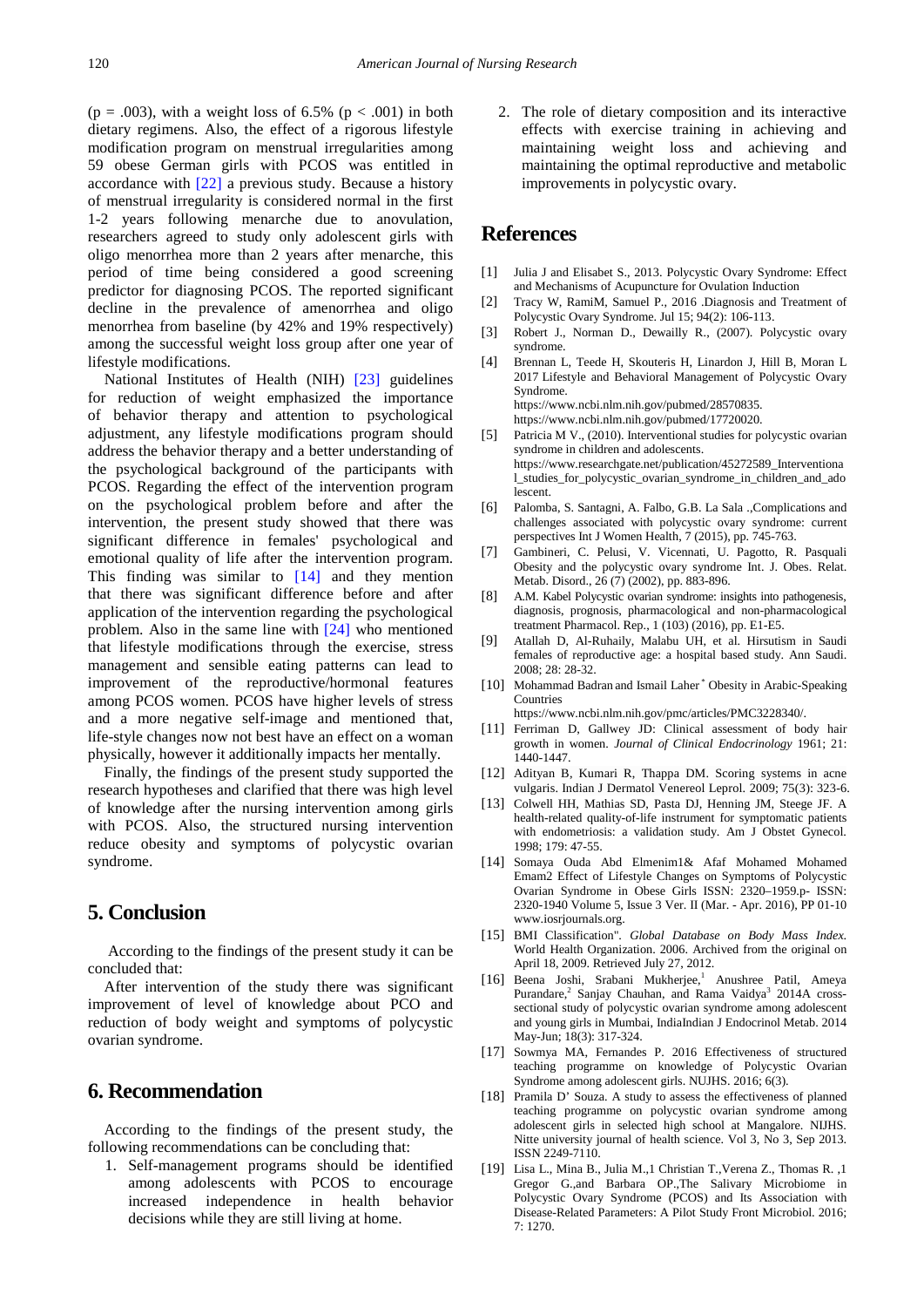(p = .003), with a weight loss of 6.5% ($p < .001$) in both dietary regimens. Also, the effect of a rigorous lifestyle modification program on menstrual irregularities among 59 obese German girls with PCOS was entitled in accordance with [22] a previous study. Because a history of menstrual irregularity is considered normal in the first 1-2 years following menarche due to anovulation, researchers agreed to study only adolescent girls with oligo menorrhea more than 2 years after menarche, this period of time being considered a good screening predictor for diagnosing PCOS. The reported significant decline in the prevalence of amenorrhea and oligo menorrhea from baseline (by 42% and 19% respectively) among the successful weight loss group after one year of lifestyle modifications.

National Institutes of Health (NIH) [23] guidelines for reduction of weight emphasized the importance of behavior therapy and attention to psychological adjustment, any lifestyle modifications program should address the behavior therapy and a better understanding of the psychological background of the participants with PCOS. Regarding the effect of the intervention program on the psychological problem before and after the intervention, the present study showed that there was significant difference in females' psychological and emotional quality of life after the intervention program. This finding was similar to [14] and they mention that there was significant difference before and after application of the intervention regarding the psychological problem. Also in the same line with [24] who mentioned that lifestyle modifications through the exercise, stress management and sensible eating patterns can lead to improvement of the reproductive/hormonal features among PCOS women. PCOS have higher levels of stress and a more negative self-image and mentioned that, life-style changes now not best have an effect on a woman physically, however it additionally impacts her mentally.

Finally, the findings of the present study supported the research hypotheses and clarified that there was high level of knowledge after the nursing intervention among girls with PCOS. Also, the structured nursing intervention reduce obesity and symptoms of polycystic ovarian syndrome.

## 5. Conclusion

According to the findings of the present study it can be concluded that:

After intervention of the study there was significant improvement of level of knowledge about PCO and reduction of body weight and symptoms of polycystic ovarian syndrome.

## 6. Recommendation

According to the findings of the present study, the following recommendations can be concluding that:

1. Self-management programs should be identified among adolescents with PCOS to encourage increased independence in health behavior decisions while they are still living at home.
2. The role of dietary composition and its interactive effects with exercise training in achieving and maintaining weight loss and achieving and maintaining the optimal reproductive and metabolic improvements in polycystic ovary.

## References

[1] Julia J and Elisabet S., 2013. Polycystic Ovary Syndrome: Effect and Mechanisms of Acupuncture for Ovulation Induction

[2] Tracy W, RamiM, Samuel P., 2016 .Diagnosis and Treatment of Polycystic Ovary Syndrome. Jul 15; 94(2): 106-113.

[3] Robert J., Norman D., Dewailly R., (2007). Polycystic ovary syndrome.

[4] Brennan L, Teede H, Skouteris H, Linardon J, Hill B, Moran L 2017 Lifestyle and Behavioral Management of Polycystic Ovary Syndrome. https://www.ncbi.nlm.nih.gov/pubmed/28570835. https://www.ncbi.nlm.nih.gov/pubmed/17720020.

[5] Patricia M V., (2010). Interventional studies for polycystic ovarian syndrome in children and adolescents. https://www.researchgate.net/publication/45272589_Interventional_studies_for_polycystic_ovarian_syndrome_in_children_and_adolescent.

[6] Palomba, S. Santagni, A. Falbo, G.B. La Sala .,Complications and challenges associated with polycystic ovary syndrome: current perspectives Int J Women Health, 7 (2015), pp. 745-763.

[7] Gambineri, C. Pelusi, V. Vicennati, U. Pagotto, R. Pasquali Obesity and the polycystic ovary syndrome Int. J. Obes. Relat. Metab. Disord., 26 (7) (2002), pp. 883-896.

[8] A.M. Kabel Polycystic ovarian syndrome: insights into pathogenesis, diagnosis, prognosis, pharmacological and non-pharmacological treatment Pharmacol. Rep., 1 (103) (2016), pp. E1-E5.

[9] Atallah D, Al-Ruhaily, Malabu UH, et al. Hirsutism in Saudi females of reproductive age: a hospital based study. Ann Saudi. 2008; 28: 28-32.

[10] Mohammad Badran and Ismail Laher* Obesity in Arabic-Speaking Countries https://www.ncbi.nlm.nih.gov/pmc/articles/PMC3228340/.

[11] Ferriman D, Gallwey JD: Clinical assessment of body hair growth in women. *Journal of Clinical Endocrinology* 1961; 21: 1440-1447.

[12] Adityan B, Kumari R, Thappa DM. Scoring systems in acne vulgaris. Indian J Dermatol Venereol Leprol. 2009; 75(3): 323-6.

[13] Colwell HH, Mathias SD, Pasta DJ, Henning JM, Steege JF. A health-related quality-of-life instrument for symptomatic patients with endometriosis: a validation study. Am J Obstet Gynecol. 1998; 179: 47-55.

[14] Somaya Ouda Abd Elmenim1& Afaf Mohamed Mohamed Emam2 Effect of Lifestyle Changes on Symptoms of Polycystic Ovarian Syndrome in Obese Girls ISSN: 2320–1959.p- ISSN: 2320-1940 Volume 5, Issue 3 Ver. II (Mar. - Apr. 2016), PP 01-10 www.iosrjournals.org.

[15] BMI Classification". *Global Database on Body Mass Index.* World Health Organization. 2006. Archived from the original on April 18, 2009. Retrieved July 27, 2012.

[16] Beena Joshi, Srabani Mukherjee,[1] Anushree Patil, Ameya Purandare,[2] Sanjay Chauhan, and Rama Vaidya[3] 2014A cross-sectional study of polycystic ovarian syndrome among adolescent and young girls in Mumbai, IndiaIndian J Endocrinol Metab. 2014 May-Jun; 18(3): 317-324.

[17] Sowmya MA, Fernandes P. 2016 Effectiveness of structured teaching programme on knowledge of Polycystic Ovarian Syndrome among adolescent girls. NUJHS. 2016; 6(3).

[18] Pramila D' Souza. A study to assess the effectiveness of planned teaching programme on polycystic ovarian syndrome among adolescent girls in selected high school at Mangalore. NIJHS. Nitte university journal of health science. Vol 3, No 3, Sep 2013. ISSN 2249-7110.

[19] Lisa L., Mina B., Julia M.,1 Christian T.,Verena Z., Thomas R. ,1 Gregor G.,and Barbara OP.,The Salivary Microbiome in Polycystic Ovary Syndrome (PCOS) and Its Association with Disease-Related Parameters: A Pilot Study Front Microbiol. 2016; 7: 1270.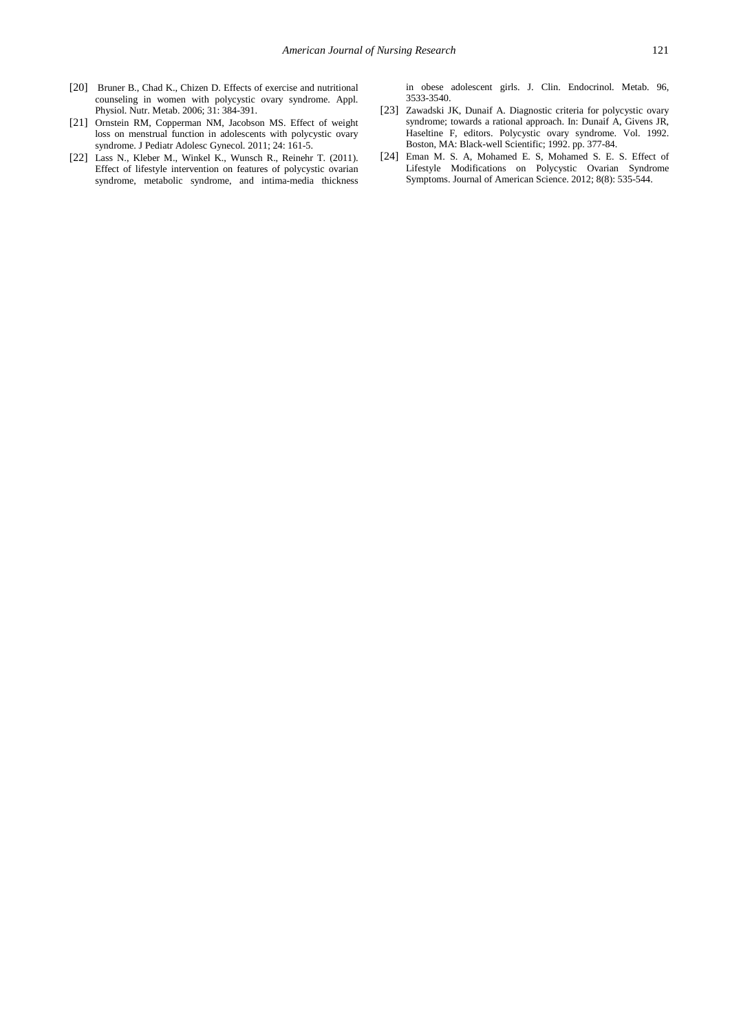[20] Bruner B., Chad K., Chizen D. Effects of exercise and nutritional counseling in women with polycystic ovary syndrome. Appl. Physiol. Nutr. Metab. 2006; 31: 384-391.

[21] Ornstein RM, Copperman NM, Jacobson MS. Effect of weight loss on menstrual function in adolescents with polycystic ovary syndrome. J Pediatr Adolesc Gynecol. 2011; 24: 161-5.

[22] Lass N., Kleber M., Winkel K., Wunsch R., Reinehr T. (2011). Effect of lifestyle intervention on features of polycystic ovarian syndrome, metabolic syndrome, and intima-media thickness in obese adolescent girls. J. Clin. Endocrinol. Metab. 96, 3533-3540.

[23] Zawadski JK, Dunaif A. Diagnostic criteria for polycystic ovary syndrome; towards a rational approach. In: Dunaif A, Givens JR, Haseltine F, editors. Polycystic ovary syndrome. Vol. 1992. Boston, MA: Black-well Scientific; 1992. pp. 377-84.

[24] Eman M. S. A, Mohamed E. S, Mohamed S. E. S. Effect of Lifestyle Modifications on Polycystic Ovarian Syndrome Symptoms. Journal of American Science. 2012; 8(8): 535-544.